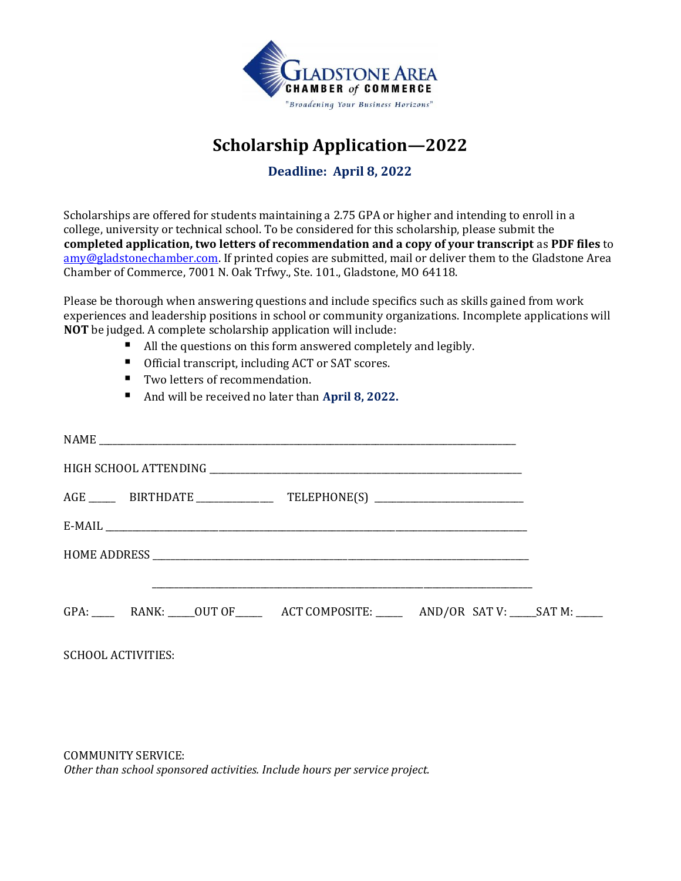GLADSTONE AREA
CHAMBER of COMMERCE
"Broadening Your Business Horizons"

# Scholarship Application—2022

**Deadline: April 8, 2022**

Scholarships are offered for students maintaining a 2.75 GPA or higher and intending to enroll in a college, university or technical school. To be considered for this scholarship, please submit the **completed application, two letters of recommendation and a copy of your transcript** as **PDF files** to amy@gladstonechamber.com. If printed copies are submitted, mail or deliver them to the Gladstone Area Chamber of Commerce, 7001 N. Oak Trfwy., Ste. 101., Gladstone, MO 64118.

Please be thorough when answering questions and include specifics such as skills gained from work experiences and leadership positions in school or community organizations. Incomplete applications will **NOT** be judged. A complete scholarship application will include:

- All the questions on this form answered completely and legibly.
- Official transcript, including ACT or SAT scores.
- Two letters of recommendation.
- And will be received no later than **April 8, 2022.**

NAME ______________________________________________________________________________

HIGH SCHOOL ATTENDING _____________________________________________________________

AGE _____ BIRTHDATE ______________ TELEPHONE(S) ____________________________

E-MAIL _____________________________________________________________________________

HOME ADDRESS ______________________________________________________________________

______________________________________________________________________

GPA: ____ RANK: _____OUT OF_____ ACT COMPOSITE: _____ AND/OR SAT V: _____SAT M: _____

SCHOOL ACTIVITIES:

COMMUNITY SERVICE:
*Other than school sponsored activities. Include hours per service project.*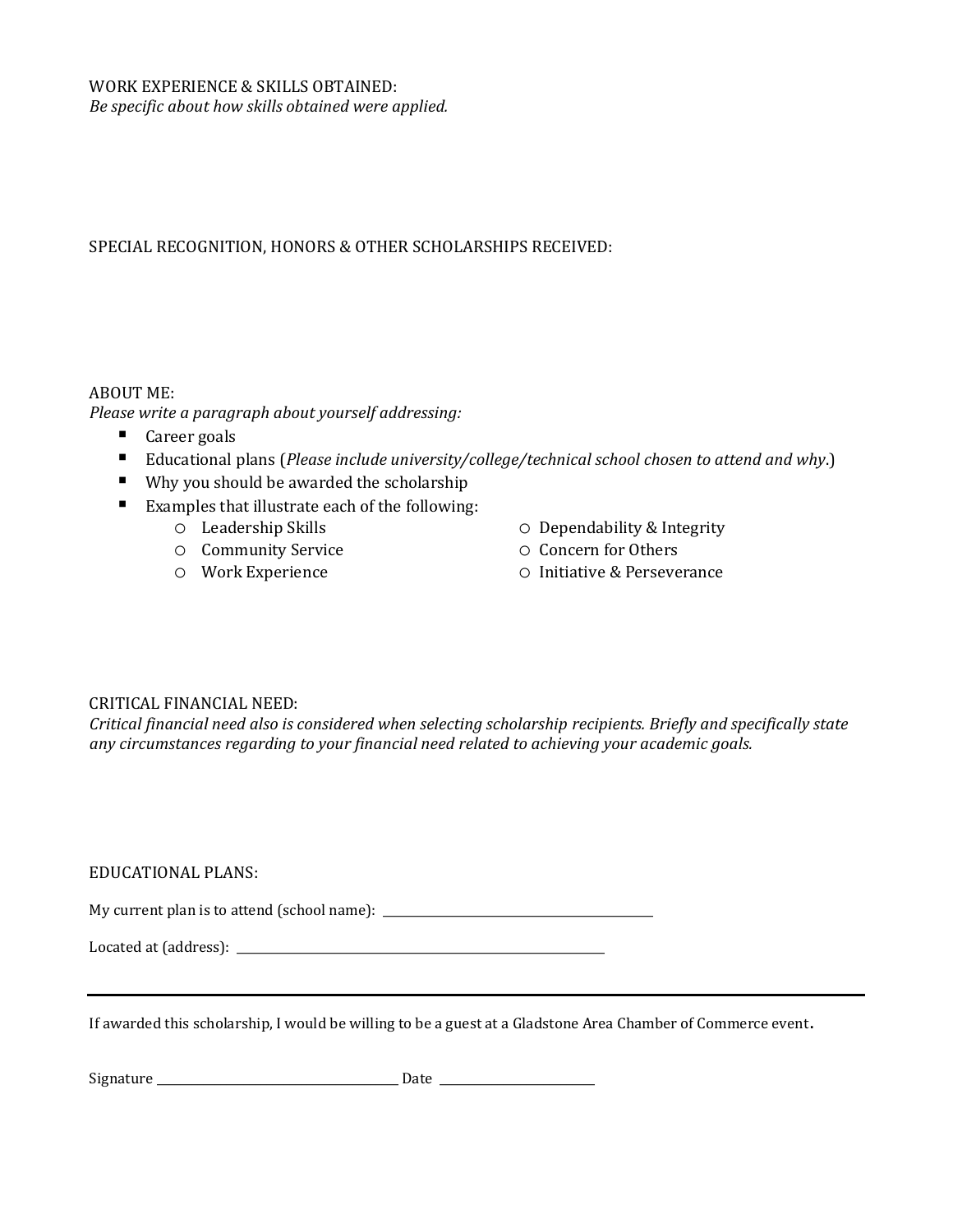WORK EXPERIENCE & SKILLS OBTAINED:
*Be specific about how skills obtained were applied.*

SPECIAL RECOGNITION, HONORS & OTHER SCHOLARSHIPS RECEIVED:

ABOUT ME:
*Please write a paragraph about yourself addressing:*

- Career goals
- Educational plans (*Please include university/college/technical school chosen to attend and why*.)
- Why you should be awarded the scholarship
- Examples that illustrate each of the following:
  - Leadership Skills
  - Community Service
  - Work Experience
  - Dependability & Integrity
  - Concern for Others
  - Initiative & Perseverance

CRITICAL FINANCIAL NEED:
*Critical financial need also is considered when selecting scholarship recipients. Briefly and specifically state any circumstances regarding to your financial need related to achieving your academic goals.*

EDUCATIONAL PLANS:

My current plan is to attend (school name): ______________________________

Located at (address): ______________________________

---

If awarded this scholarship, I would be willing to be a guest at a Gladstone Area Chamber of Commerce event.

Signature ______________________________ Date ____________________